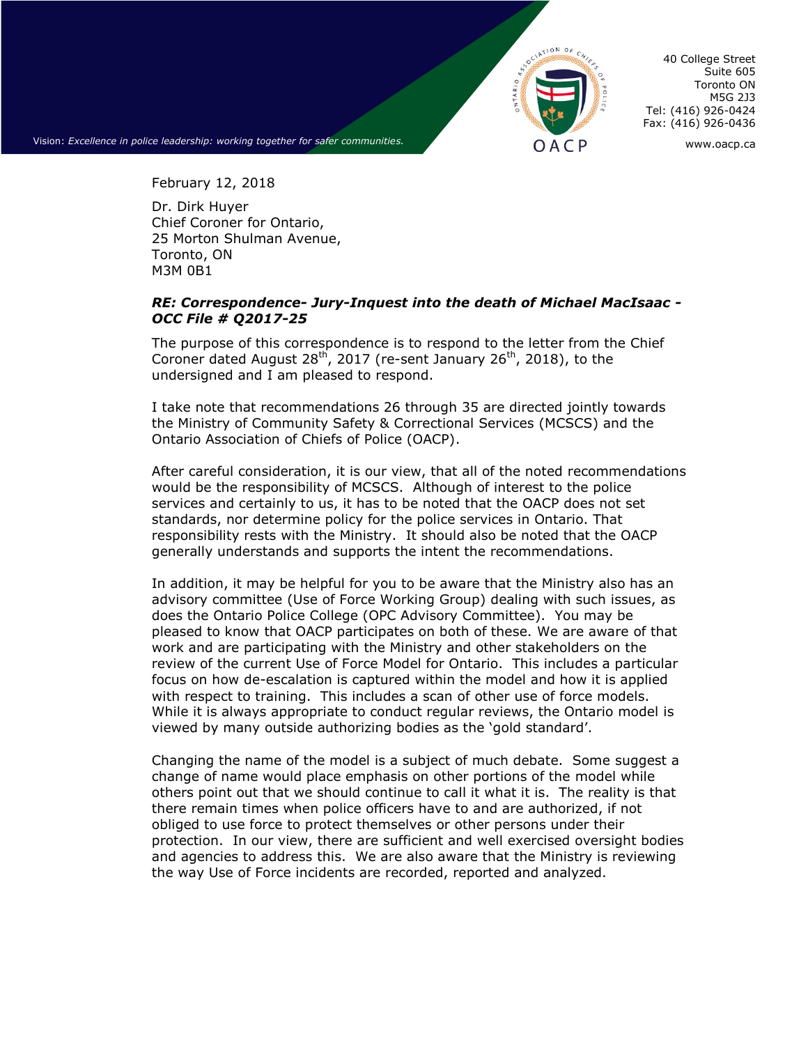Vision: *Excellence in police leadership: working together for safer communities.*

OACP

40 College Street
Suite 605
Toronto ON
M5G 2J3
Tel: (416) 926-0424
Fax: (416) 926-0436

www.oacp.ca

February 12, 2018

Dr. Dirk Huyer
Chief Coroner for Ontario,
25 Morton Shulman Avenue,
Toronto, ON
M3M 0B1

***RE: Correspondence- Jury-Inquest into the death of Michael MacIsaac - OCC File # Q2017-25***

The purpose of this correspondence is to respond to the letter from the Chief Coroner dated August 28th, 2017 (re-sent January 26th, 2018), to the undersigned and I am pleased to respond.

I take note that recommendations 26 through 35 are directed jointly towards the Ministry of Community Safety & Correctional Services (MCSCS) and the Ontario Association of Chiefs of Police (OACP).

After careful consideration, it is our view, that all of the noted recommendations would be the responsibility of MCSCS. Although of interest to the police services and certainly to us, it has to be noted that the OACP does not set standards, nor determine policy for the police services in Ontario. That responsibility rests with the Ministry. It should also be noted that the OACP generally understands and supports the intent the recommendations.

In addition, it may be helpful for you to be aware that the Ministry also has an advisory committee (Use of Force Working Group) dealing with such issues, as does the Ontario Police College (OPC Advisory Committee). You may be pleased to know that OACP participates on both of these. We are aware of that work and are participating with the Ministry and other stakeholders on the review of the current Use of Force Model for Ontario. This includes a particular focus on how de-escalation is captured within the model and how it is applied with respect to training. This includes a scan of other use of force models. While it is always appropriate to conduct regular reviews, the Ontario model is viewed by many outside authorizing bodies as the 'gold standard'.

Changing the name of the model is a subject of much debate. Some suggest a change of name would place emphasis on other portions of the model while others point out that we should continue to call it what it is. The reality is that there remain times when police officers have to and are authorized, if not obliged to use force to protect themselves or other persons under their protection. In our view, there are sufficient and well exercised oversight bodies and agencies to address this. We are also aware that the Ministry is reviewing the way Use of Force incidents are recorded, reported and analyzed.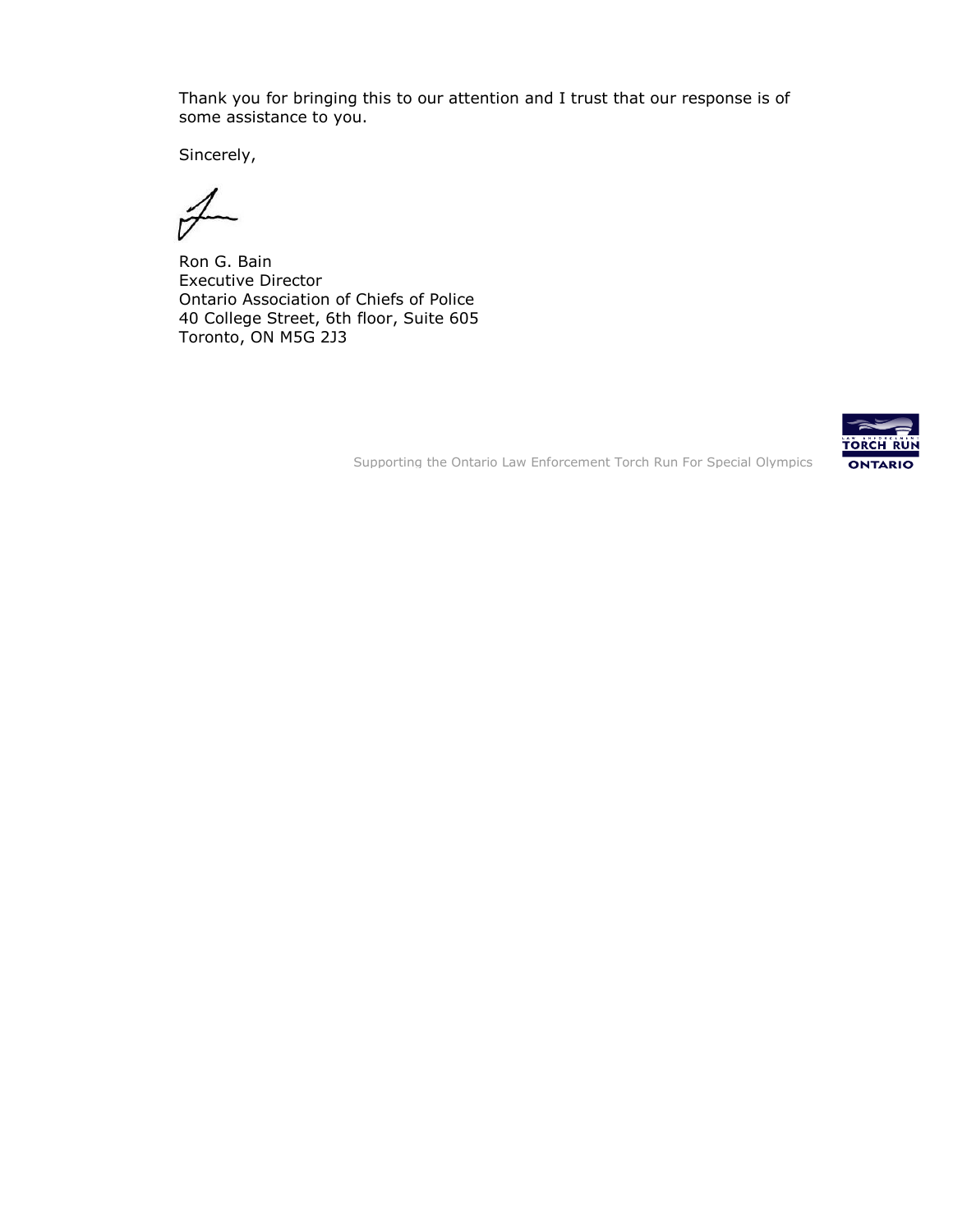Thank you for bringing this to our attention and I trust that our response is of some assistance to you.

Sincerely,

Ron G. Bain
Executive Director
Ontario Association of Chiefs of Police
40 College Street, 6th floor, Suite 605
Toronto, ON M5G 2J3

Supporting the Ontario Law Enforcement Torch Run For Special Olympics